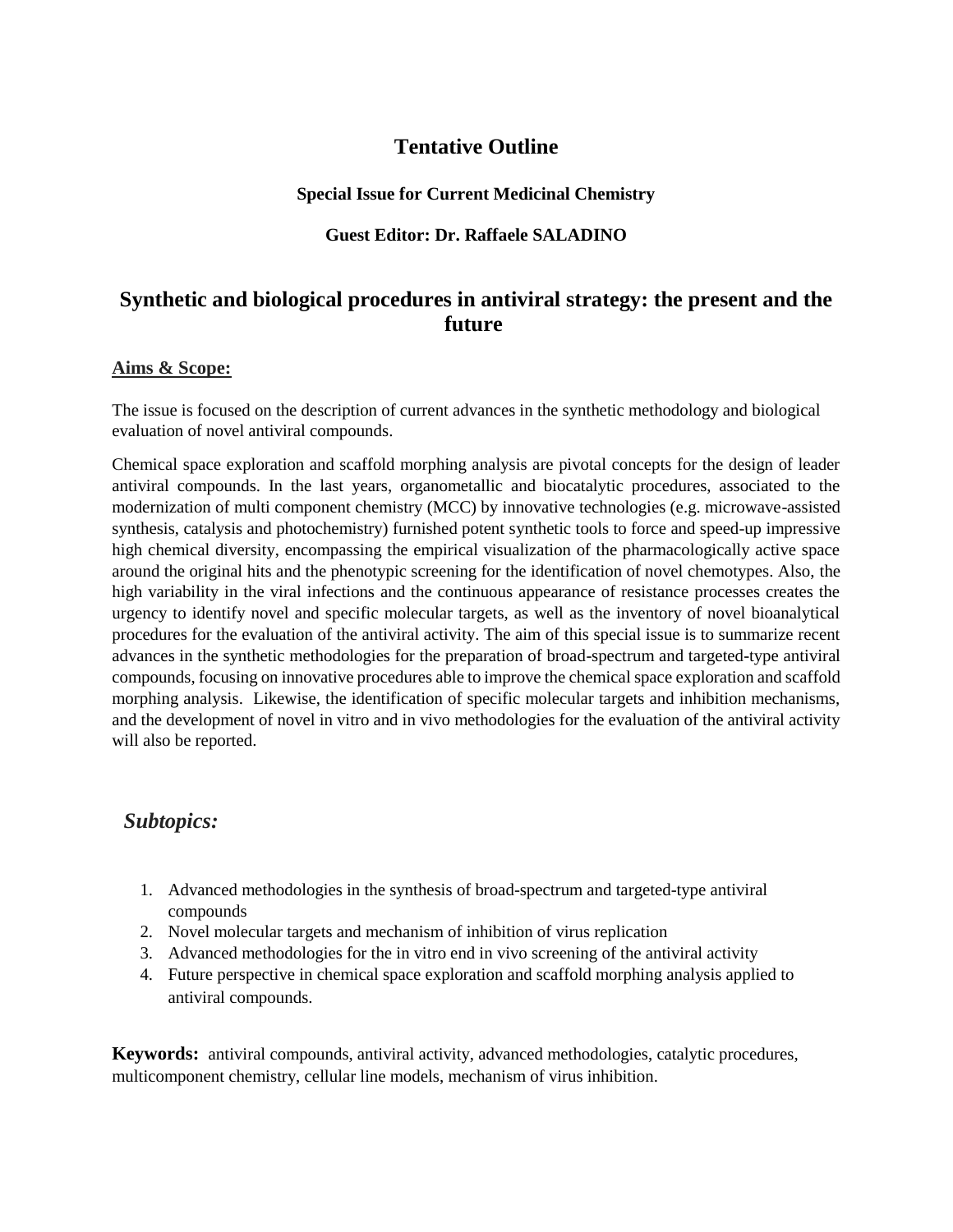# Tentative Outline

### Special Issue for Current Medicinal Chemistry

### Guest Editor: Dr. Raffaele SALADINO

## Synthetic and biological procedures in antiviral strategy: the present and the future

**Aims & Scope:**

The issue is focused on the description of current advances in the synthetic methodology and biological evaluation of novel antiviral compounds.

Chemical space exploration and scaffold morphing analysis are pivotal concepts for the design of leader antiviral compounds. In the last years, organometallic and biocatalytic procedures, associated to the modernization of multi component chemistry (MCC) by innovative technologies (e.g. microwave-assisted synthesis, catalysis and photochemistry) furnished potent synthetic tools to force and speed-up impressive high chemical diversity, encompassing the empirical visualization of the pharmacologically active space around the original hits and the phenotypic screening for the identification of novel chemotypes. Also, the high variability in the viral infections and the continuous appearance of resistance processes creates the urgency to identify novel and specific molecular targets, as well as the inventory of novel bioanalytical procedures for the evaluation of the antiviral activity. The aim of this special issue is to summarize recent advances in the synthetic methodologies for the preparation of broad-spectrum and targeted-type antiviral compounds, focusing on innovative procedures able to improve the chemical space exploration and scaffold morphing analysis. Likewise, the identification of specific molecular targets and inhibition mechanisms, and the development of novel in vitro and in vivo methodologies for the evaluation of the antiviral activity will also be reported.

### *Subtopics:*

1. Advanced methodologies in the synthesis of broad-spectrum and targeted-type antiviral compounds
2. Novel molecular targets and mechanism of inhibition of virus replication
3. Advanced methodologies for the in vitro end in vivo screening of the antiviral activity
4. Future perspective in chemical space exploration and scaffold morphing analysis applied to antiviral compounds.

**Keywords:** antiviral compounds, antiviral activity, advanced methodologies, catalytic procedures, multicomponent chemistry, cellular line models, mechanism of virus inhibition.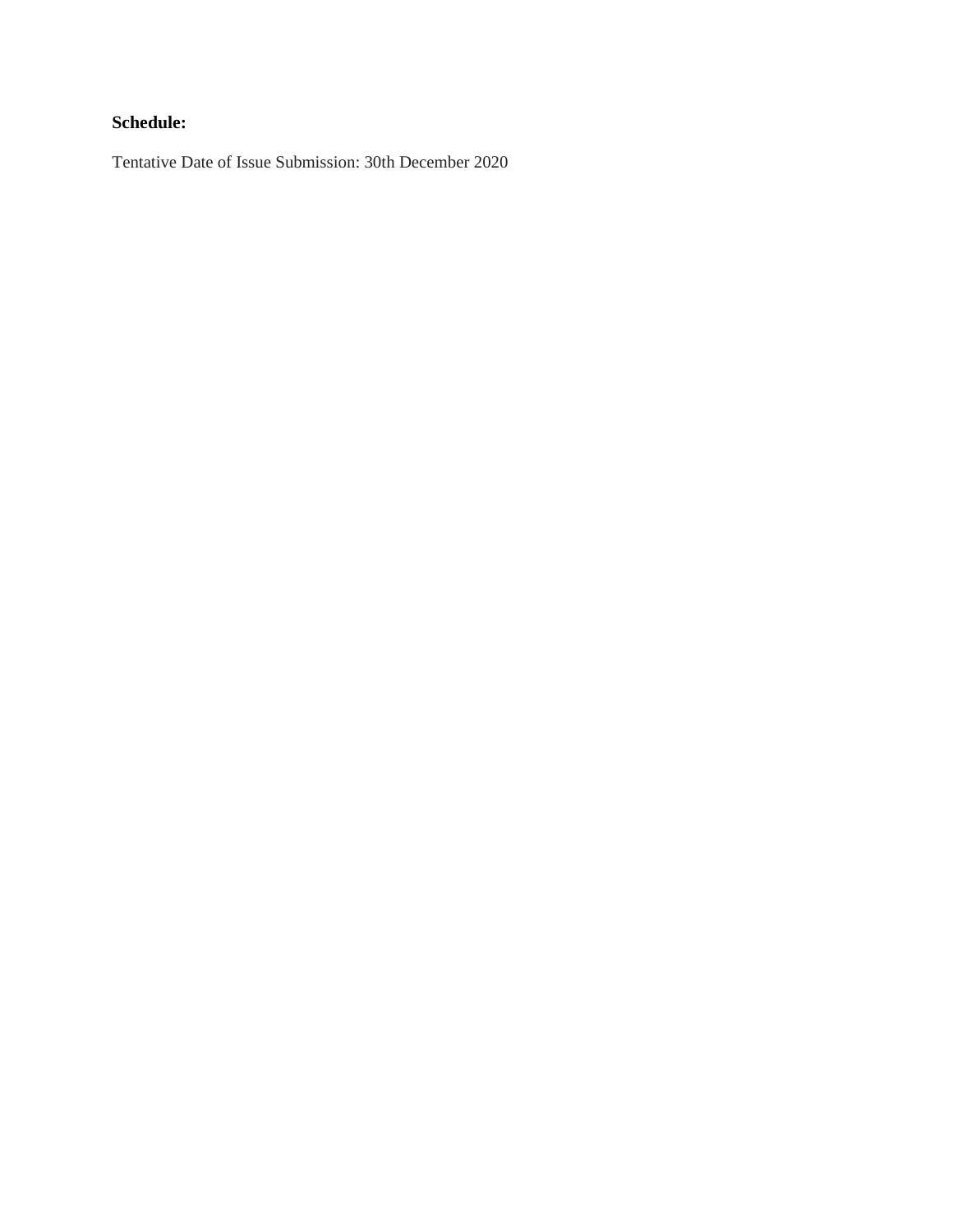**Schedule:**

Tentative Date of Issue Submission: 30th December 2020